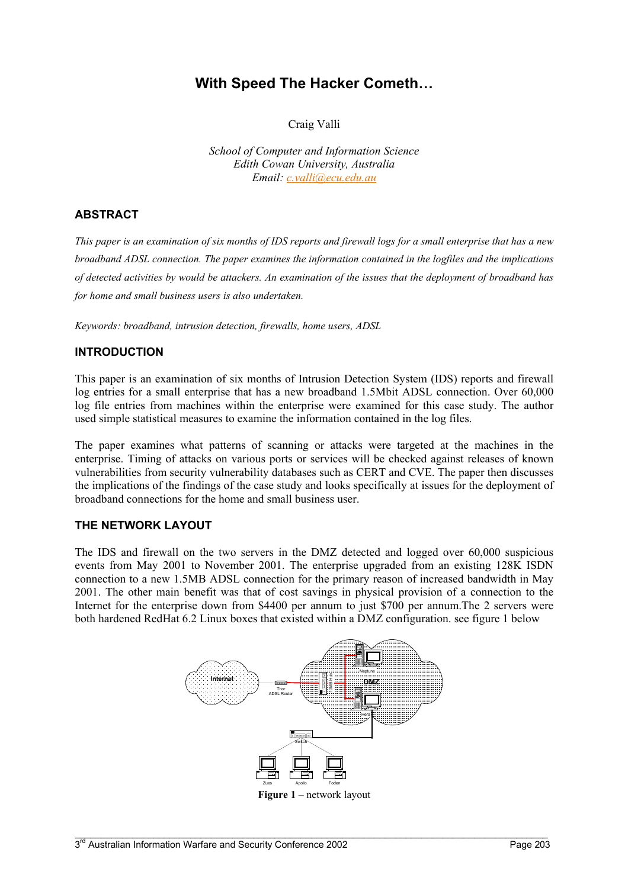# With Speed The Hacker Cometh…

Craig Valli

*School of Computer and Information Science*
*Edith Cowan University, Australia*
*Email: c.valli@ecu.edu.au*

## ABSTRACT

*This paper is an examination of six months of IDS reports and firewall logs for a small enterprise that has a new broadband ADSL connection. The paper examines the information contained in the logfiles and the implications of detected activities by would be attackers. An examination of the issues that the deployment of broadband has for home and small business users is also undertaken.*

*Keywords: broadband, intrusion detection, firewalls, home users, ADSL*

## INTRODUCTION

This paper is an examination of six months of Intrusion Detection System (IDS) reports and firewall log entries for a small enterprise that has a new broadband 1.5Mbit ADSL connection. Over 60,000 log file entries from machines within the enterprise were examined for this case study. The author used simple statistical measures to examine the information contained in the log files.

The paper examines what patterns of scanning or attacks were targeted at the machines in the enterprise. Timing of attacks on various ports or services will be checked against releases of known vulnerabilities from security vulnerability databases such as CERT and CVE. The paper then discusses the implications of the findings of the case study and looks specifically at issues for the deployment of broadband connections for the home and small business user.

## THE NETWORK LAYOUT

The IDS and firewall on the two servers in the DMZ detected and logged over 60,000 suspicious events from May 2001 to November 2001. The enterprise upgraded from an existing 128K ISDN connection to a new 1.5MB ADSL connection for the primary reason of increased bandwidth in May 2001. The other main benefit was that of cost savings in physical provision of a connection to the Internet for the enterprise down from $4400 per annum to just $700 per annum.The 2 servers were both hardened RedHat 6.2 Linux boxes that existed within a DMZ configuration. see figure 1 below

**Figure 1** – network layout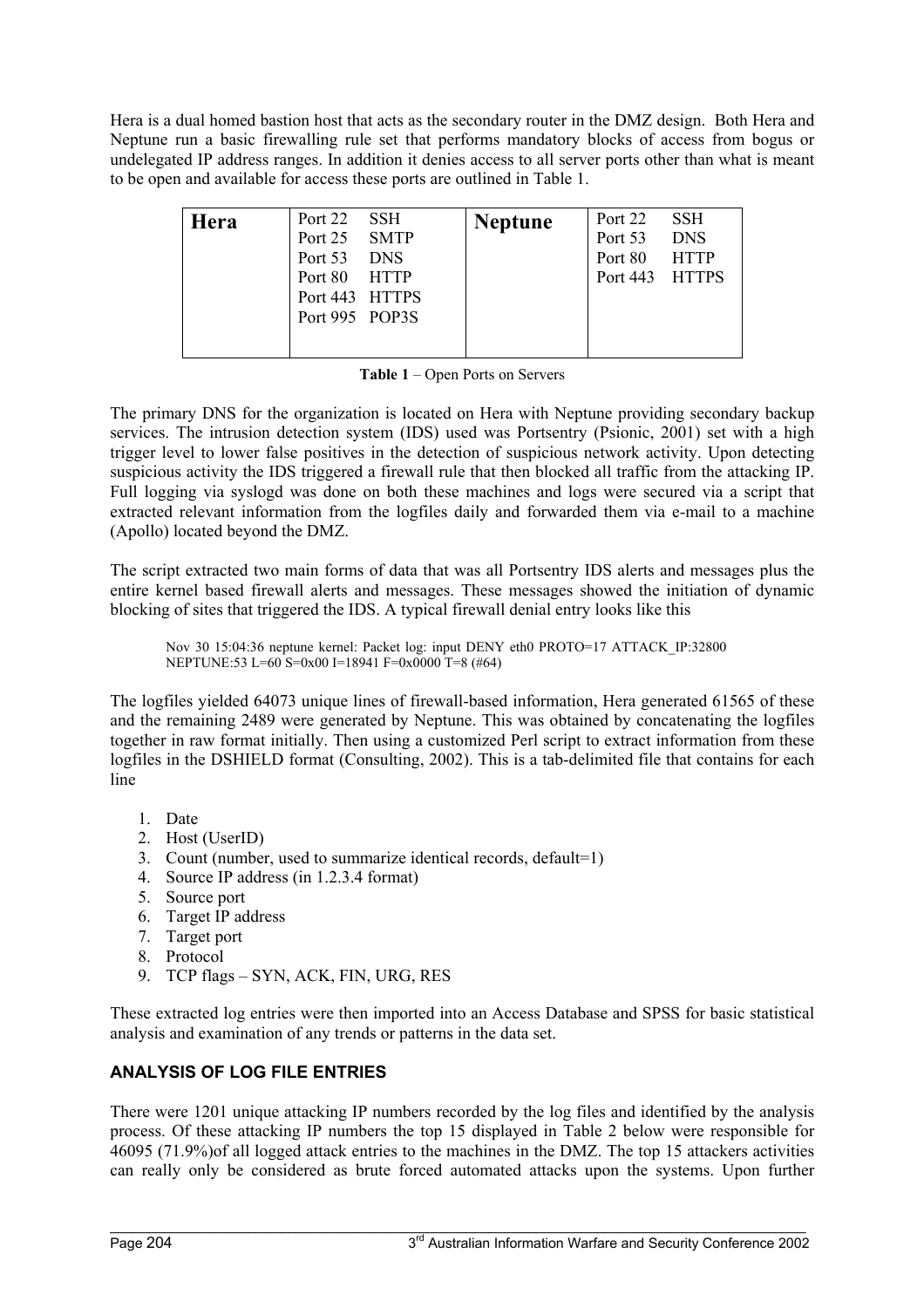Hera is a dual homed bastion host that acts as the secondary router in the DMZ design. Both Hera and Neptune run a basic firewalling rule set that performs mandatory blocks of access from bogus or undelegated IP address ranges. In addition it denies access to all server ports other than what is meant to be open and available for access these ports are outlined in Table 1.

| **Hera** | Port 22 SSH<br>Port 25 SMTP<br>Port 53 DNS<br>Port 80 HTTP<br>Port 443 HTTPS<br>Port 995 POP3S | **Neptune** | Port 22 SSH<br>Port 53 DNS<br>Port 80 HTTP<br>Port 443 HTTPS |
|---|---|---|---|

**Table 1** – Open Ports on Servers

The primary DNS for the organization is located on Hera with Neptune providing secondary backup services. The intrusion detection system (IDS) used was Portsentry (Psionic, 2001) set with a high trigger level to lower false positives in the detection of suspicious network activity. Upon detecting suspicious activity the IDS triggered a firewall rule that then blocked all traffic from the attacking IP. Full logging via syslogd was done on both these machines and logs were secured via a script that extracted relevant information from the logfiles daily and forwarded them via e-mail to a machine (Apollo) located beyond the DMZ.

The script extracted two main forms of data that was all Portsentry IDS alerts and messages plus the entire kernel based firewall alerts and messages. These messages showed the initiation of dynamic blocking of sites that triggered the IDS. A typical firewall denial entry looks like this

```
Nov 30 15:04:36 neptune kernel: Packet log: input DENY eth0 PROTO=17 ATTACK_IP:32800
NEPTUNE:53 L=60 S=0x00 I=18941 F=0x0000 T=8 (#64)
```

The logfiles yielded 64073 unique lines of firewall-based information, Hera generated 61565 of these and the remaining 2489 were generated by Neptune. This was obtained by concatenating the logfiles together in raw format initially. Then using a customized Perl script to extract information from these logfiles in the DSHIELD format (Consulting, 2002). This is a tab-delimited file that contains for each line

1. Date
2. Host (UserID)
3. Count (number, used to summarize identical records, default=1)
4. Source IP address (in 1.2.3.4 format)
5. Source port
6. Target IP address
7. Target port
8. Protocol
9. TCP flags – SYN, ACK, FIN, URG, RES

These extracted log entries were then imported into an Access Database and SPSS for basic statistical analysis and examination of any trends or patterns in the data set.

## ANALYSIS OF LOG FILE ENTRIES

There were 1201 unique attacking IP numbers recorded by the log files and identified by the analysis process. Of these attacking IP numbers the top 15 displayed in Table 2 below were responsible for 46095 (71.9%)of all logged attack entries to the machines in the DMZ. The top 15 attackers activities can really only be considered as brute forced automated attacks upon the systems. Upon further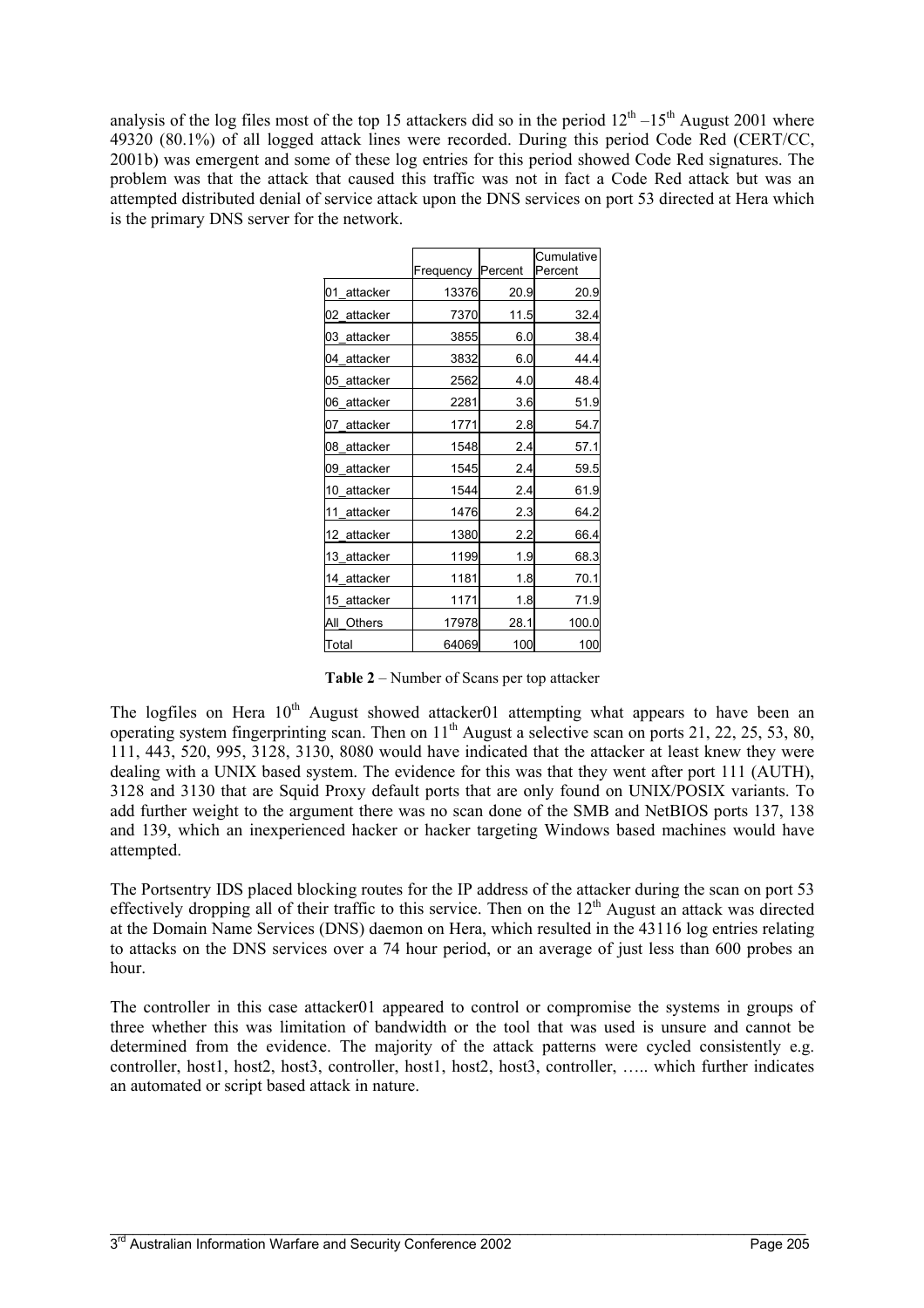analysis of the log files most of the top 15 attackers did so in the period 12th –15th August 2001 where 49320 (80.1%) of all logged attack lines were recorded. During this period Code Red (CERT/CC, 2001b) was emergent and some of these log entries for this period showed Code Red signatures. The problem was that the attack that caused this traffic was not in fact a Code Red attack but was an attempted distributed denial of service attack upon the DNS services on port 53 directed at Hera which is the primary DNS server for the network.

| | Frequency | Percent | Cumulative Percent |
|---|---|---|---|
| 01_attacker | 13376 | 20.9 | 20.9 |
| 02_attacker | 7370 | 11.5 | 32.4 |
| 03_attacker | 3855 | 6.0 | 38.4 |
| 04_attacker | 3832 | 6.0 | 44.4 |
| 05_attacker | 2562 | 4.0 | 48.4 |
| 06_attacker | 2281 | 3.6 | 51.9 |
| 07_attacker | 1771 | 2.8 | 54.7 |
| 08_attacker | 1548 | 2.4 | 57.1 |
| 09_attacker | 1545 | 2.4 | 59.5 |
| 10_attacker | 1544 | 2.4 | 61.9 |
| 11_attacker | 1476 | 2.3 | 64.2 |
| 12_attacker | 1380 | 2.2 | 66.4 |
| 13_attacker | 1199 | 1.9 | 68.3 |
| 14_attacker | 1181 | 1.8 | 70.1 |
| 15_attacker | 1171 | 1.8 | 71.9 |
| All_Others | 17978 | 28.1 | 100.0 |
| Total | 64069 | 100 | 100 |

**Table 2** – Number of Scans per top attacker

The logfiles on Hera 10th August showed attacker01 attempting what appears to have been an operating system fingerprinting scan. Then on 11th August a selective scan on ports 21, 22, 25, 53, 80, 111, 443, 520, 995, 3128, 3130, 8080 would have indicated that the attacker at least knew they were dealing with a UNIX based system. The evidence for this was that they went after port 111 (AUTH), 3128 and 3130 that are Squid Proxy default ports that are only found on UNIX/POSIX variants. To add further weight to the argument there was no scan done of the SMB and NetBIOS ports 137, 138 and 139, which an inexperienced hacker or hacker targeting Windows based machines would have attempted.

The Portsentry IDS placed blocking routes for the IP address of the attacker during the scan on port 53 effectively dropping all of their traffic to this service. Then on the 12th August an attack was directed at the Domain Name Services (DNS) daemon on Hera, which resulted in the 43116 log entries relating to attacks on the DNS services over a 74 hour period, or an average of just less than 600 probes an hour.

The controller in this case attacker01 appeared to control or compromise the systems in groups of three whether this was limitation of bandwidth or the tool that was used is unsure and cannot be determined from the evidence. The majority of the attack patterns were cycled consistently e.g. controller, host1, host2, host3, controller, host1, host2, host3, controller, ….. which further indicates an automated or script based attack in nature.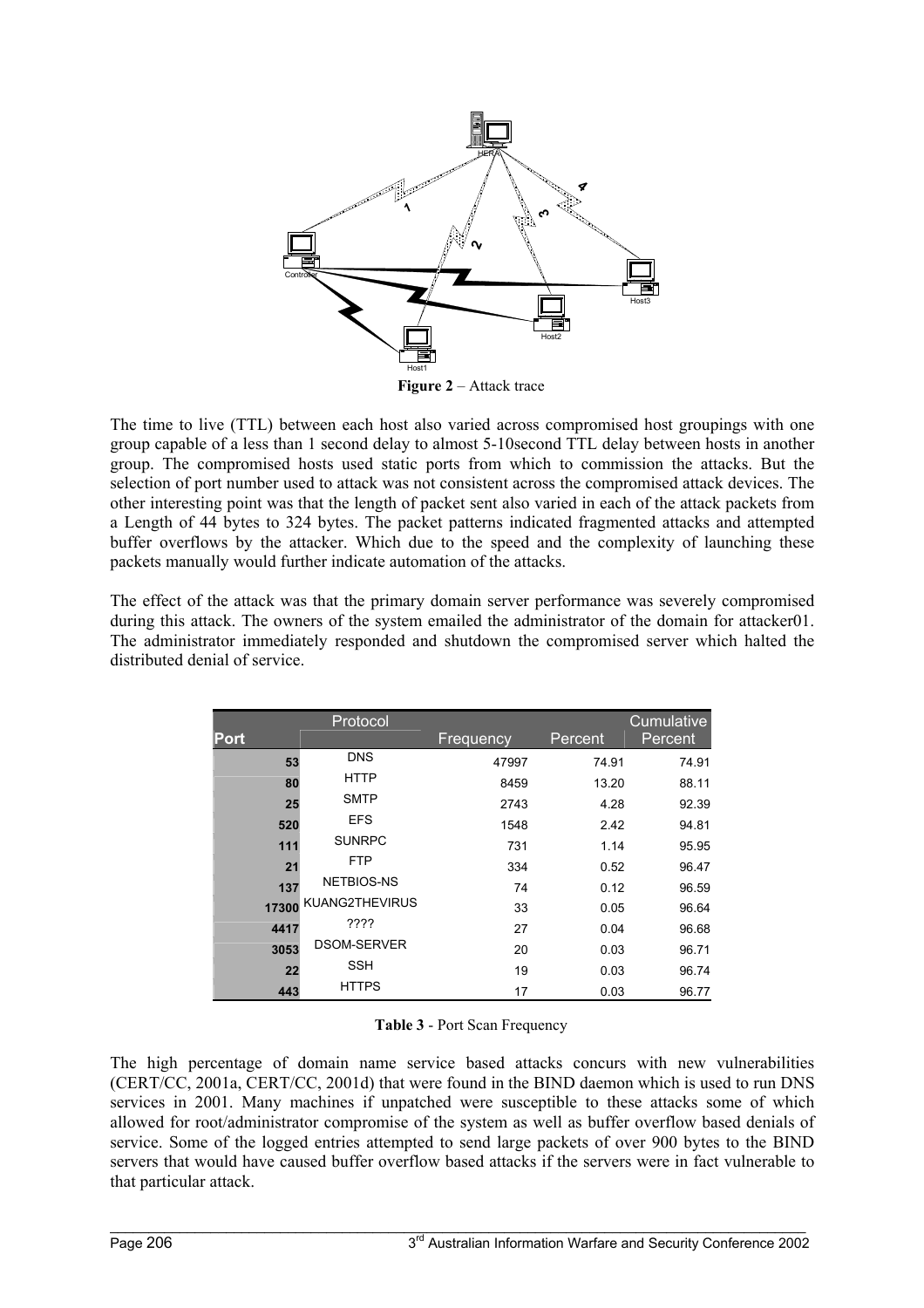**Figure 2** – Attack trace

The time to live (TTL) between each host also varied across compromised host groupings with one group capable of a less than 1 second delay to almost 5-10second TTL delay between hosts in another group. The compromised hosts used static ports from which to commission the attacks. But the selection of port number used to attack was not consistent across the compromised attack devices. The other interesting point was that the length of packet sent also varied in each of the attack packets from a Length of 44 bytes to 324 bytes. The packet patterns indicated fragmented attacks and attempted buffer overflows by the attacker. Which due to the speed and the complexity of launching these packets manually would further indicate automation of the attacks.

The effect of the attack was that the primary domain server performance was severely compromised during this attack. The owners of the system emailed the administrator of the domain for attacker01. The administrator immediately responded and shutdown the compromised server which halted the distributed denial of service.

| Port | Protocol | Frequency | Percent | Cumulative Percent |
|---|---|---|---|---|
| 53 | DNS | 47997 | 74.91 | 74.91 |
| 80 | HTTP | 8459 | 13.20 | 88.11 |
| 25 | SMTP | 2743 | 4.28 | 92.39 |
| 520 | EFS | 1548 | 2.42 | 94.81 |
| 111 | SUNRPC | 731 | 1.14 | 95.95 |
| 21 | FTP | 334 | 0.52 | 96.47 |
| 137 | NETBIOS-NS | 74 | 0.12 | 96.59 |
| 17300 | KUANG2THEVIRUS | 33 | 0.05 | 96.64 |
| 4417 | ???? | 27 | 0.04 | 96.68 |
| 3053 | DSOM-SERVER | 20 | 0.03 | 96.71 |
| 22 | SSH | 19 | 0.03 | 96.74 |
| 443 | HTTPS | 17 | 0.03 | 96.77 |

**Table 3** - Port Scan Frequency

The high percentage of domain name service based attacks concurs with new vulnerabilities (CERT/CC, 2001a, CERT/CC, 2001d) that were found in the BIND daemon which is used to run DNS services in 2001. Many machines if unpatched were susceptible to these attacks some of which allowed for root/administrator compromise of the system as well as buffer overflow based denials of service. Some of the logged entries attempted to send large packets of over 900 bytes to the BIND servers that would have caused buffer overflow based attacks if the servers were in fact vulnerable to that particular attack.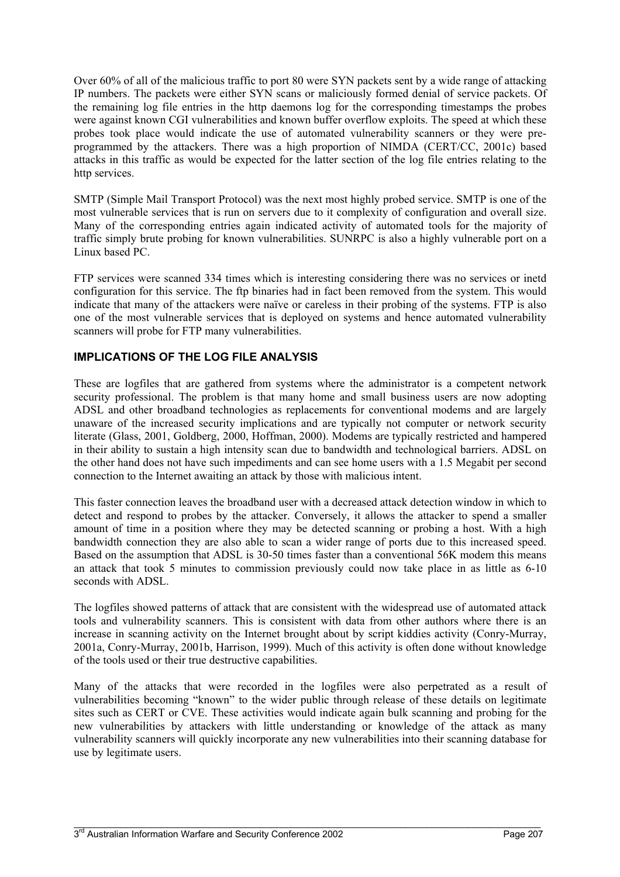Over 60% of all of the malicious traffic to port 80 were SYN packets sent by a wide range of attacking IP numbers. The packets were either SYN scans or maliciously formed denial of service packets. Of the remaining log file entries in the http daemons log for the corresponding timestamps the probes were against known CGI vulnerabilities and known buffer overflow exploits. The speed at which these probes took place would indicate the use of automated vulnerability scanners or they were pre-programmed by the attackers. There was a high proportion of NIMDA (CERT/CC, 2001c) based attacks in this traffic as would be expected for the latter section of the log file entries relating to the http services.

SMTP (Simple Mail Transport Protocol) was the next most highly probed service. SMTP is one of the most vulnerable services that is run on servers due to it complexity of configuration and overall size. Many of the corresponding entries again indicated activity of automated tools for the majority of traffic simply brute probing for known vulnerabilities. SUNRPC is also a highly vulnerable port on a Linux based PC.

FTP services were scanned 334 times which is interesting considering there was no services or inetd configuration for this service. The ftp binaries had in fact been removed from the system. This would indicate that many of the attackers were naïve or careless in their probing of the systems. FTP is also one of the most vulnerable services that is deployed on systems and hence automated vulnerability scanners will probe for FTP many vulnerabilities.

## IMPLICATIONS OF THE LOG FILE ANALYSIS

These are logfiles that are gathered from systems where the administrator is a competent network security professional. The problem is that many home and small business users are now adopting ADSL and other broadband technologies as replacements for conventional modems and are largely unaware of the increased security implications and are typically not computer or network security literate (Glass, 2001, Goldberg, 2000, Hoffman, 2000). Modems are typically restricted and hampered in their ability to sustain a high intensity scan due to bandwidth and technological barriers. ADSL on the other hand does not have such impediments and can see home users with a 1.5 Megabit per second connection to the Internet awaiting an attack by those with malicious intent.

This faster connection leaves the broadband user with a decreased attack detection window in which to detect and respond to probes by the attacker. Conversely, it allows the attacker to spend a smaller amount of time in a position where they may be detected scanning or probing a host. With a high bandwidth connection they are also able to scan a wider range of ports due to this increased speed. Based on the assumption that ADSL is 30-50 times faster than a conventional 56K modem this means an attack that took 5 minutes to commission previously could now take place in as little as 6-10 seconds with ADSL.

The logfiles showed patterns of attack that are consistent with the widespread use of automated attack tools and vulnerability scanners. This is consistent with data from other authors where there is an increase in scanning activity on the Internet brought about by script kiddies activity (Conry-Murray, 2001a, Conry-Murray, 2001b, Harrison, 1999). Much of this activity is often done without knowledge of the tools used or their true destructive capabilities.

Many of the attacks that were recorded in the logfiles were also perpetrated as a result of vulnerabilities becoming "known" to the wider public through release of these details on legitimate sites such as CERT or CVE. These activities would indicate again bulk scanning and probing for the new vulnerabilities by attackers with little understanding or knowledge of the attack as many vulnerability scanners will quickly incorporate any new vulnerabilities into their scanning database for use by legitimate users.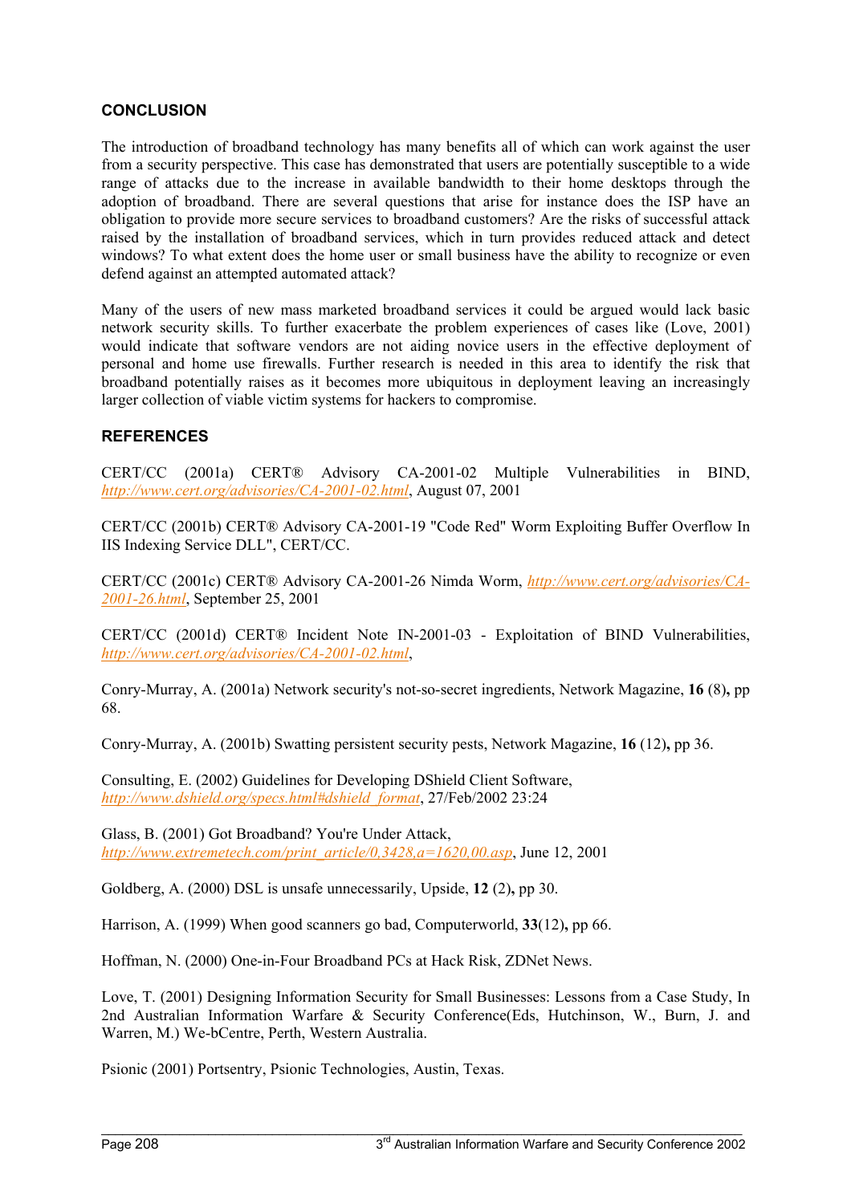## CONCLUSION

The introduction of broadband technology has many benefits all of which can work against the user from a security perspective. This case has demonstrated that users are potentially susceptible to a wide range of attacks due to the increase in available bandwidth to their home desktops through the adoption of broadband. There are several questions that arise for instance does the ISP have an obligation to provide more secure services to broadband customers? Are the risks of successful attack raised by the installation of broadband services, which in turn provides reduced attack and detect windows? To what extent does the home user or small business have the ability to recognize or even defend against an attempted automated attack?

Many of the users of new mass marketed broadband services it could be argued would lack basic network security skills. To further exacerbate the problem experiences of cases like (Love, 2001) would indicate that software vendors are not aiding novice users in the effective deployment of personal and home use firewalls. Further research is needed in this area to identify the risk that broadband potentially raises as it becomes more ubiquitous in deployment leaving an increasingly larger collection of viable victim systems for hackers to compromise.

## REFERENCES

CERT/CC (2001a) CERT® Advisory CA-2001-02 Multiple Vulnerabilities in BIND, *http://www.cert.org/advisories/CA-2001-02.html*, August 07, 2001

CERT/CC (2001b) CERT® Advisory CA-2001-19 "Code Red" Worm Exploiting Buffer Overflow In IIS Indexing Service DLL", CERT/CC.

CERT/CC (2001c) CERT® Advisory CA-2001-26 Nimda Worm, *http://www.cert.org/advisories/CA-2001-26.html*, September 25, 2001

CERT/CC (2001d) CERT® Incident Note IN-2001-03 - Exploitation of BIND Vulnerabilities, *http://www.cert.org/advisories/CA-2001-02.html*,

Conry-Murray, A. (2001a) Network security's not-so-secret ingredients, Network Magazine, **16** (8)**,** pp 68.

Conry-Murray, A. (2001b) Swatting persistent security pests, Network Magazine, **16** (12)**,** pp 36.

Consulting, E. (2002) Guidelines for Developing DShield Client Software, *http://www.dshield.org/specs.html#dshield_format*, 27/Feb/2002 23:24

Glass, B. (2001) Got Broadband? You're Under Attack, *http://www.extremetech.com/print_article/0,3428,a=1620,00.asp*, June 12, 2001

Goldberg, A. (2000) DSL is unsafe unnecessarily, Upside, **12** (2)**,** pp 30.

Harrison, A. (1999) When good scanners go bad, Computerworld, **33**(12)**,** pp 66.

Hoffman, N. (2000) One-in-Four Broadband PCs at Hack Risk, ZDNet News.

Love, T. (2001) Designing Information Security for Small Businesses: Lessons from a Case Study, In 2nd Australian Information Warfare & Security Conference(Eds, Hutchinson, W., Burn, J. and Warren, M.) We-bCentre, Perth, Western Australia.

Psionic (2001) Portsentry, Psionic Technologies, Austin, Texas.